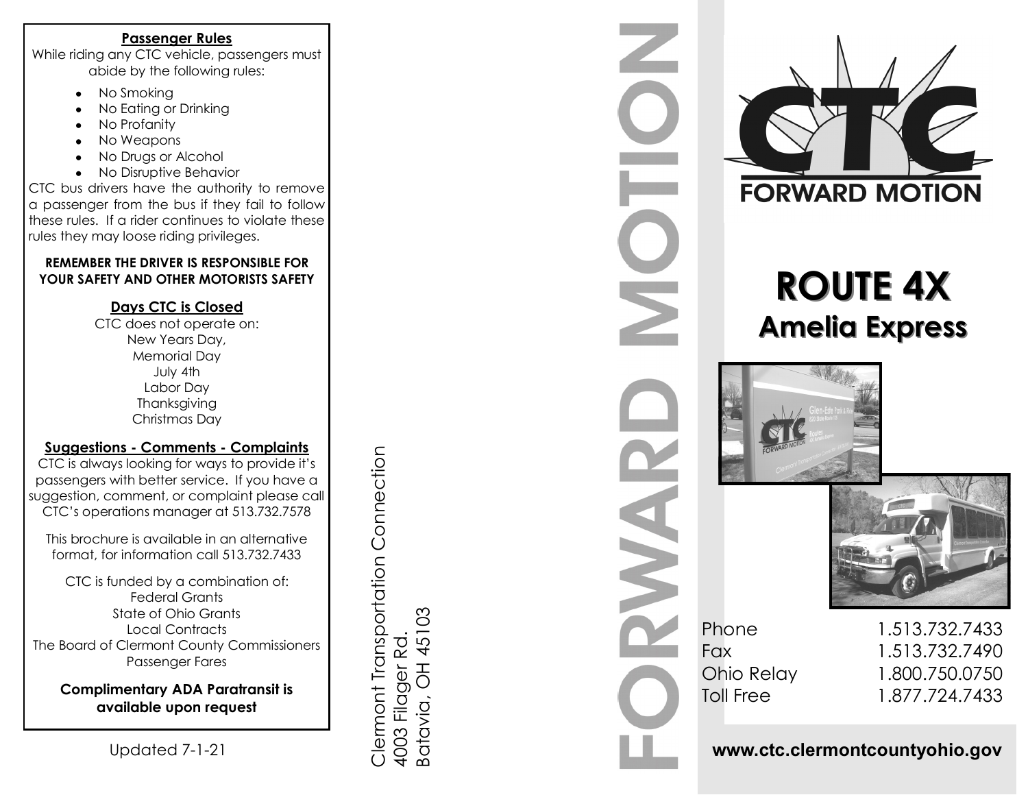## Passenger Rules

While riding any CTC vehicle, passengers must abide by the following rules:

- No Smoking
- No Eating or Drinking
- No Profanity
- No Weapons
- No Drugs or Alcohol
- No Disruptive Behavior

CTC bus drivers have the authority to remove a passenger from the bus if they fail to follow these rules. If a rider continues to violate these rules they may loose riding privileges.

**REMEMBER THE DRIVER IS RESPONSIBLE FOR YOUR SAFETY AND OTHER MOTORISTS SAFETY**

## Days CTC is Closed

CTC does not operate on:
New Years Day,
Memorial Day
July 4th
Labor Day
Thanksgiving
Christmas Day

## Suggestions - Comments - Complaints

CTC is always looking for ways to provide it's passengers with better service. If you have a suggestion, comment, or complaint please call CTC's operations manager at 513.732.7578

This brochure is available in an alternative format, for information call 513.732.7433

CTC is funded by a combination of:
Federal Grants
State of Ohio Grants
Local Contracts
The Board of Clermont County Commissioners
Passenger Fares

**Complimentary ADA Paratransit is available upon request**

Updated 7-1-21

Clermont Transportation Connection
4003 Filager Rd.
Batavia, OH 45103

FORWARD MOTION

CTC
FORWARD MOTION

# ROUTE 4X
## Amelia Express

| | |
|---|---|
| Phone | 1.513.732.7433 |
| Fax | 1.513.732.7490 |
| Ohio Relay | 1.800.750.0750 |
| Toll Free | 1.877.724.7433 |

**www.ctc.clermontcountyohio.gov**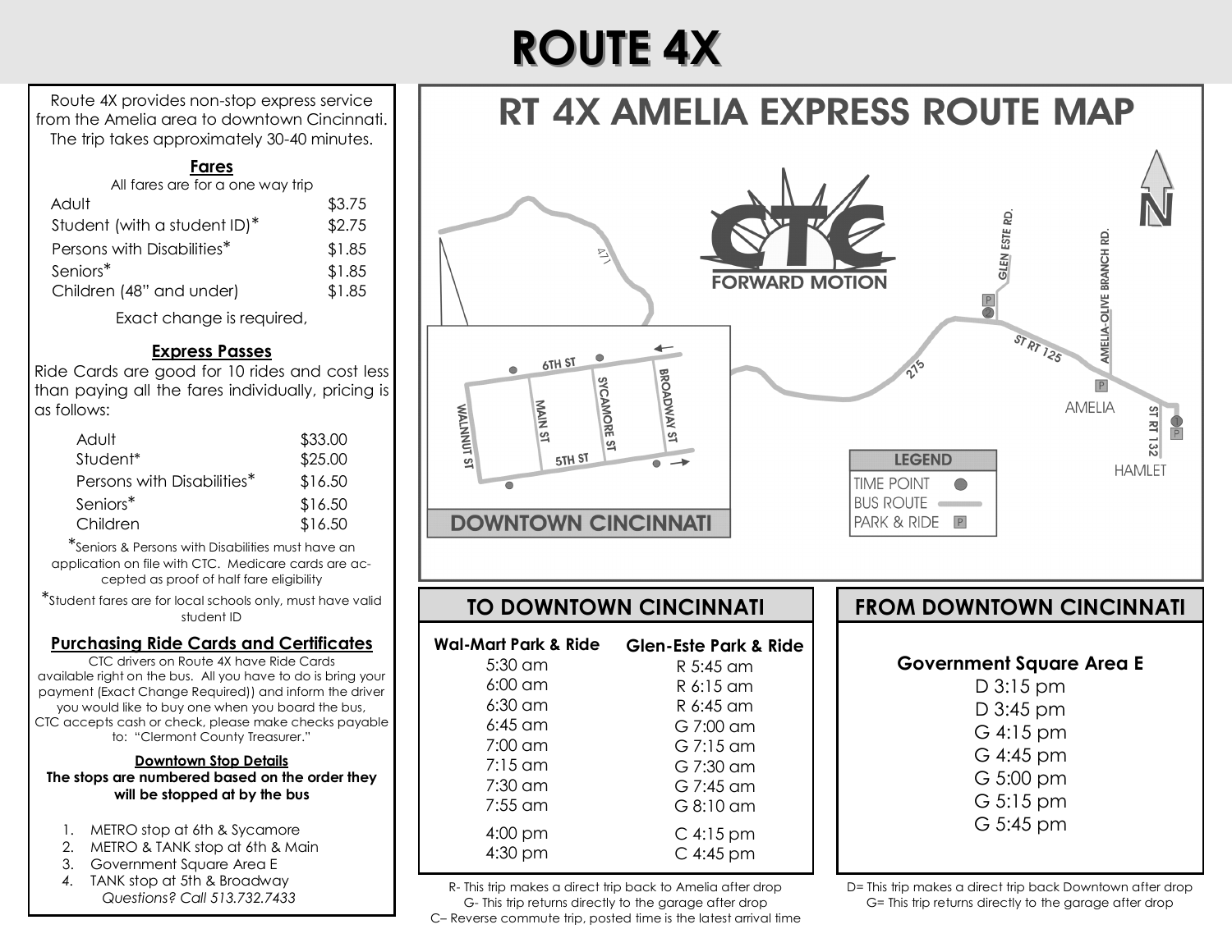# ROUTE 4X

Route 4X provides non-stop express service from the Amelia area to downtown Cincinnati. The trip takes approximately 30-40 minutes.

## Fares

All fares are for a one way trip

| | |
|---|---|
| Adult | $3.75 |
| Student (with a student ID)* | $2.75 |
| Persons with Disabilities* | $1.85 |
| Seniors* | $1.85 |
| Children (48" and under) | $1.85 |

Exact change is required,

## Express Passes

Ride Cards are good for 10 rides and cost less than paying all the fares individually, pricing is as follows:

| | |
|---|---|
| Adult | $33.00 |
| Student* | $25.00 |
| Persons with Disabilities* | $16.50 |
| Seniors* | $16.50 |
| Children | $16.50 |

*Seniors & Persons with Disabilities must have an application on file with CTC. Medicare cards are accepted as proof of half fare eligibility

*Student fares are for local schools only, must have valid student ID

## Purchasing Ride Cards and Certificates

CTC drivers on Route 4X have Ride Cards available right on the bus. All you have to do is bring your payment (Exact Change Required)) and inform the driver you would like to buy one when you board the bus, CTC accepts cash or check, please make checks payable to: "Clermont County Treasurer."

### Downtown Stop Details

**The stops are numbered based on the order they will be stopped at by the bus**

1. METRO stop at 6th & Sycamore
2. METRO & TANK stop at 6th & Main
3. Government Square Area E
4. TANK stop at 5th & Broadway

*Questions? Call 513.732.7433*

## RT 4X AMELIA EXPRESS ROUTE MAP

CTC FORWARD MOTION

N

471
275
GLEN ESTE RD.
AMELIA-OLIVE BRANCH RD.
ST RT 125
ST RT 132
AMELIA
HAMLET
6TH ST
5TH ST
WALNUT ST
MAIN ST
SYCAMORE ST
BROADWAY ST
DOWNTOWN CINCINNATI

LEGEND
TIME POINT
BUS ROUTE
PARK & RIDE

## TO DOWNTOWN CINCINNATI

| Wal-Mart Park & Ride | Glen-Este Park & Ride |
|---|---|
| 5:30 am | R 5:45 am |
| 6:00 am | R 6:15 am |
| 6:30 am | R 6:45 am |
| 6:45 am | G 7:00 am |
| 7:00 am | G 7:15 am |
| 7:15 am | G 7:30 am |
| 7:30 am | G 7:45 am |
| 7:55 am | G 8:10 am |
| 4:00 pm | C 4:15 pm |
| 4:30 pm | C 4:45 pm |

R- This trip makes a direct trip back to Amelia after drop
G- This trip returns directly to the garage after drop
C– Reverse commute trip, posted time is the latest arrival time

## FROM DOWNTOWN CINCINNATI

| Government Square Area E |
|---|
| D 3:15 pm |
| D 3:45 pm |
| G 4:15 pm |
| G 4:45 pm |
| G 5:00 pm |
| G 5:15 pm |
| G 5:45 pm |

D= This trip makes a direct trip back Downtown after drop
G= This trip returns directly to the garage after drop